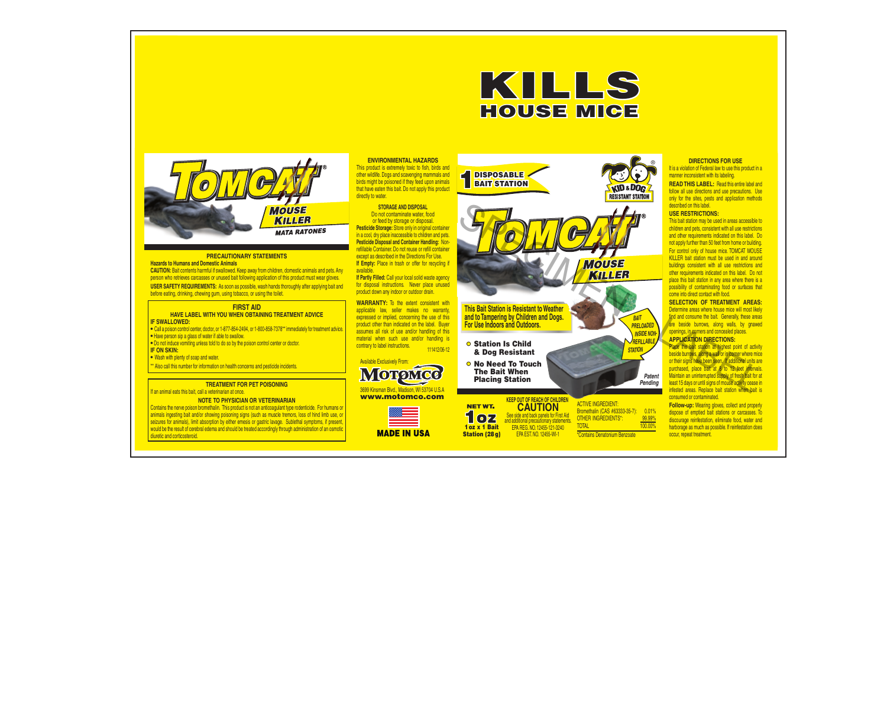# KILLS HOUSE MICE

## TOMCAT® MOUSE KILLER

*MATA RATONES*

### PRECAUTIONARY STATEMENTS

**Hazards to Humans and Domestic Animals**

**CAUTION:** Bait contents harmful if swallowed. Keep away from children, domestic animals and pets. Any person who retrieves carcasses or unused bait following application of this product must wear gloves.

**USER SAFETY REQUIREMENTS:** As soon as possible, wash hands thoroughly after applying bait and before eating, drinking, chewing gum, using tobacco, or using the toilet.

### FIRST AID

**HAVE LABEL WITH YOU WHEN OBTAINING TREATMENT ADVICE**

**IF SWALLOWED:**

- Call a poison control center, doctor, or 1-877-854-2494, or 1-800-858-7378** immediately for treatment advice.
- Have person sip a glass of water if able to swallow.
- Do not induce vomiting unless told to do so by the poison control center or doctor.

**IF ON SKIN:**

- Wash with plenty of soap and water.

** Also call this number for information on health concerns and pesticide incidents.

### TREATMENT FOR PET POISONING

If an animal eats this bait, call a veterinarian at once.

### NOTE TO PHYSICIAN OR VETERINARIAN

Contains the nerve poison bromethalin. This product is not an anticoagulant type rodenticide. For humans or animals ingesting bait and/or showing poisoning signs (such as muscle tremors, loss of hind limb use, or seizures for animals), limit absorption by either emesis or gastric lavage. Sublethal symptoms, if present, would be the result of cerebral edema and should be treated accordingly through administration of an osmotic diuretic and corticosteroid.

### ENVIRONMENTAL HAZARDS

This product is extremely toxic to fish, birds and other wildlife. Dogs and scavenging mammals and birds might be poisoned if they feed upon animals that have eaten this bait. Do not apply this product directly to water.

### STORAGE AND DISPOSAL

Do not contaminate water, food or feed by storage or disposal.

**Pesticide Storage:** Store only in original container in a cool, dry place inaccessible to children and pets.

**Pesticide Disposal and Container Handling:** Non-refillable Container. Do not reuse or refill container except as described in the Directions For Use.

**If Empty:** Place in trash or offer for recycling if available.

**If Partly Filled:** Call your local solid waste agency for disposal instructions. Never place unused product down any indoor or outdoor drain.

**WARRANTY:** To the extent consistent with applicable law, seller makes no warranty, expressed or implied, concerning the use of this product other than indicated on the label. Buyer assumes all risk of use and/or handling of this material when such use and/or handling is contrary to label instructions.

111412/06-12

Available Exclusively From:

**MOTOMCO**

3699 Kinsman Blvd., Madison, WI 53704 U.S.A

**www.motomco.com**

**MADE IN USA**

**1 DISPOSABLE BAIT STATION**

**KID & DOG RESISTANT STATION**

## TOMCAT® MOUSE KILLER

SPECIMEN LABEL

**This Bait Station is Resistant to Weather and to Tampering by Children and Dogs. For Use Indoors and Outdoors.**

*BAIT PRELOADED INSIDE NON-REFILLABLE STATION*

- **Station Is Child & Dog Resistant**
- **No Need To Touch The Bait When Placing Station**

*Patent Pending*

**NET WT. 1 oz**
**1 oz x 1 Bait Station (28 g)**

**KEEP OUT OF REACH OF CHILDREN**

**CAUTION**

See side and back panels for First Aid and additional precautionary statements.

EPA REG. NO. 12455-121-3240

EPA EST. NO. 12455-WI-1

| ACTIVE INGREDIENT: | |
|---|---|
| Bromethalin (CAS #63333-35-7): | 0.01% |
| OTHER INGREDIENTS*: | 99.99% |
| TOTAL | 100.00% |

*Contains Denatonium Benzoate

### DIRECTIONS FOR USE

It is a violation of Federal law to use this product in a manner inconsistent with its labeling.

**READ THIS LABEL:** Read this entire label and follow all use directions and use precautions. Use only for the sites, pests and application methods described on this label.

**USE RESTRICTIONS:**

This bait station may be used in areas accessible to children and pets, consistent with all use restrictions and other requirements indicated on this label. Do not apply further than 50 feet from home or building. For control only of house mice. TOMCAT MOUSE KILLER bait station must be used in and around buildings consistent with all use restrictions and other requirements indicated on this label. Do not place this bait station in any area where there is a possibility of contaminating food or surfaces that come into direct contact with food.

**SELECTION OF TREATMENT AREAS:** Determine areas where house mice will most likely find and consume the bait. Generally, these areas are beside burrows, along walls, by gnawed openings, in corners and concealed places.

**APPLICATION DIRECTIONS:**

Place the bait station at highest point of activity beside burrows, along a wall or in corner where mice or their signs have been seen. If additional units are purchased, place bait at 8 to 12 feet intervals. Maintain an uninterrupted supply of fresh bait for at least 15 days or until signs of mouse activity cease in infested areas. Replace bait station when bait is consumed or contaminated.

**Follow-up:** Wearing gloves, collect and properly dispose of emptied bait stations or carcasses. To discourage reinfestation, eliminate food, water and harborage as much as possible. If reinfestation does occur, repeat treatment.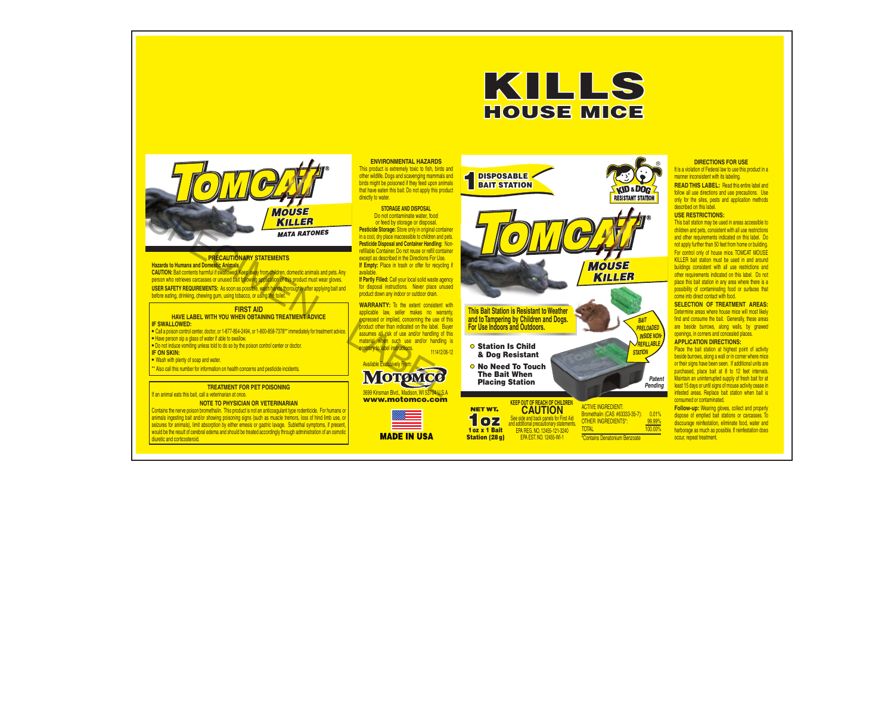# KILLS
## HOUSE MICE

## TOMCAT®

**MOUSE KILLER**

**MATA RATONES**

SPECIMEN LABEL

### PRECAUTIONARY STATEMENTS

**Hazards to Humans and Domestic Animals**

**CAUTION:** Bait contents harmful if swallowed. Keep away from children, domestic animals and pets. Any person who retrieves carcasses or unused bait following application of this product must wear gloves.

**USER SAFETY REQUIREMENTS:** As soon as possible, wash hands thoroughly after applying bait and before eating, drinking, chewing gum, using tobacco, or using the toilet.

### FIRST AID

**HAVE LABEL WITH YOU WHEN OBTAINING TREATMENT ADVICE**

**IF SWALLOWED:**

- Call a poison control center, doctor, or 1-877-854-2494, or 1-800-858-7378** immediately for treatment advice.
- Have person sip a glass of water if able to swallow.
- Do not induce vomiting unless told to do so by the poison control center or doctor.

**IF ON SKIN:**

- Wash with plenty of soap and water.

** Also call this number for information on health concerns and pesticide incidents.

### TREATMENT FOR PET POISONING

If an animal eats this bait, call a veterinarian at once.

**NOTE TO PHYSICIAN OR VETERINARIAN**

Contains the nerve poison bromethalin. This product is not an anticoagulant type rodenticide. For humans or animals ingesting bait and/or showing poisoning signs (such as muscle tremors, loss of hind limb use, or seizures for animals), limit absorption by either emesis or gastric lavage. Sublethal symptoms, if present, would be the result of cerebral edema and should be treated accordingly through administration of an osmotic diuretic and corticosteroid.

### ENVIRONMENTAL HAZARDS

This product is extremely toxic to fish, birds and other wildlife. Dogs and scavenging mammals and birds might be poisoned if they feed upon animals that have eaten this bait. Do not apply this product directly to water.

### STORAGE AND DISPOSAL

Do not contaminate water, food or feed by storage or disposal.

**Pesticide Storage:** Store only in original container in a cool, dry place inaccessible to children and pets.

**Pesticide Disposal and Container Handling:** Non-refillable Container. Do not reuse or refill container except as described in the Directions For Use.

**If Empty:** Place in trash or offer for recycling if available.

**If Partly Filled:** Call your local solid waste agency for disposal instructions. Never place unused product down any indoor or outdoor drain.

**WARRANTY:** To the extent consistent with applicable law, seller makes no warranty, expressed or implied, concerning the use of this product other than indicated on the label. Buyer assumes all risk of use and/or handling of this material when such use and/or handling is contrary to label instructions.

111412/06-12

Available Exclusively From:

**MOTOMCO**

3699 Kinsman Blvd., Madison, WI 53704 U.S.A

**www.motomco.com**

**MADE IN USA**

**1 DISPOSABLE BAIT STATION**

**KID & DOG RESISTANT STATION**®

## TOMCAT®

**MOUSE KILLER**

**This Bait Station is Resistant to Weather and to Tampering by Children and Dogs. For Use Indoors and Outdoors.**

- **Station Is Child & Dog Resistant**
- **No Need To Touch The Bait When Placing Station**

**BAIT PRELOADED INSIDE NON-REFILLABLE STATION**

**Patent Pending**

**NET WT. 1 oz**

**1 oz x 1 Bait Station (28 g)**

**KEEP OUT OF REACH OF CHILDREN**

**CAUTION**

See side and back panels for First Aid and additional precautionary statements.

EPA REG. NO. 12455-121-3240

EPA EST. NO. 12455-WI-1

| ACTIVE INGREDIENT: | |
|---|---|
| Bromethalin (CAS #63333-35-7): | 0.01% |
| OTHER INGREDIENTS*: | 99.99% |
| TOTAL | 100.00% |

*Contains Denatonium Benzoate

### DIRECTIONS FOR USE

It is a violation of Federal law to use this product in a manner inconsistent with its labeling.

**READ THIS LABEL:** Read this entire label and follow all use directions and use precautions. Use only for the sites, pests and application methods described on this label.

**USE RESTRICTIONS:**

This bait station may be used in areas accessible to children and pets, consistent with all use restrictions and other requirements indicated on this label. Do not apply further than 50 feet from home or building. For control only of house mice. TOMCAT MOUSE KILLER bait station must be used in and around buildings consistent with all use restrictions and other requirements indicated on this label. Do not place this bait station in any area where there is a possibility of contaminating food or surfaces that come into direct contact with food.

**SELECTION OF TREATMENT AREAS:** Determine areas where house mice will most likely find and consume the bait. Generally, these areas are beside burrows, along walls, by gnawed openings, in corners and concealed places.

**APPLICATION DIRECTIONS:**

Place the bait station at highest point of activity beside burrows, along a wall or in corner where mice or their signs have been seen. If additional units are purchased, place bait at 8 to 12 feet intervals. Maintain an uninterrupted supply of fresh bait for at least 15 days or until signs of mouse activity cease in infested areas. Replace bait station when bait is consumed or contaminated.

**Follow-up:** Wearing gloves, collect and properly dispose of emptied bait stations or carcasses. To discourage reinfestation, eliminate food, water and harborage as much as possible. If reinfestation does occur, repeat treatment.